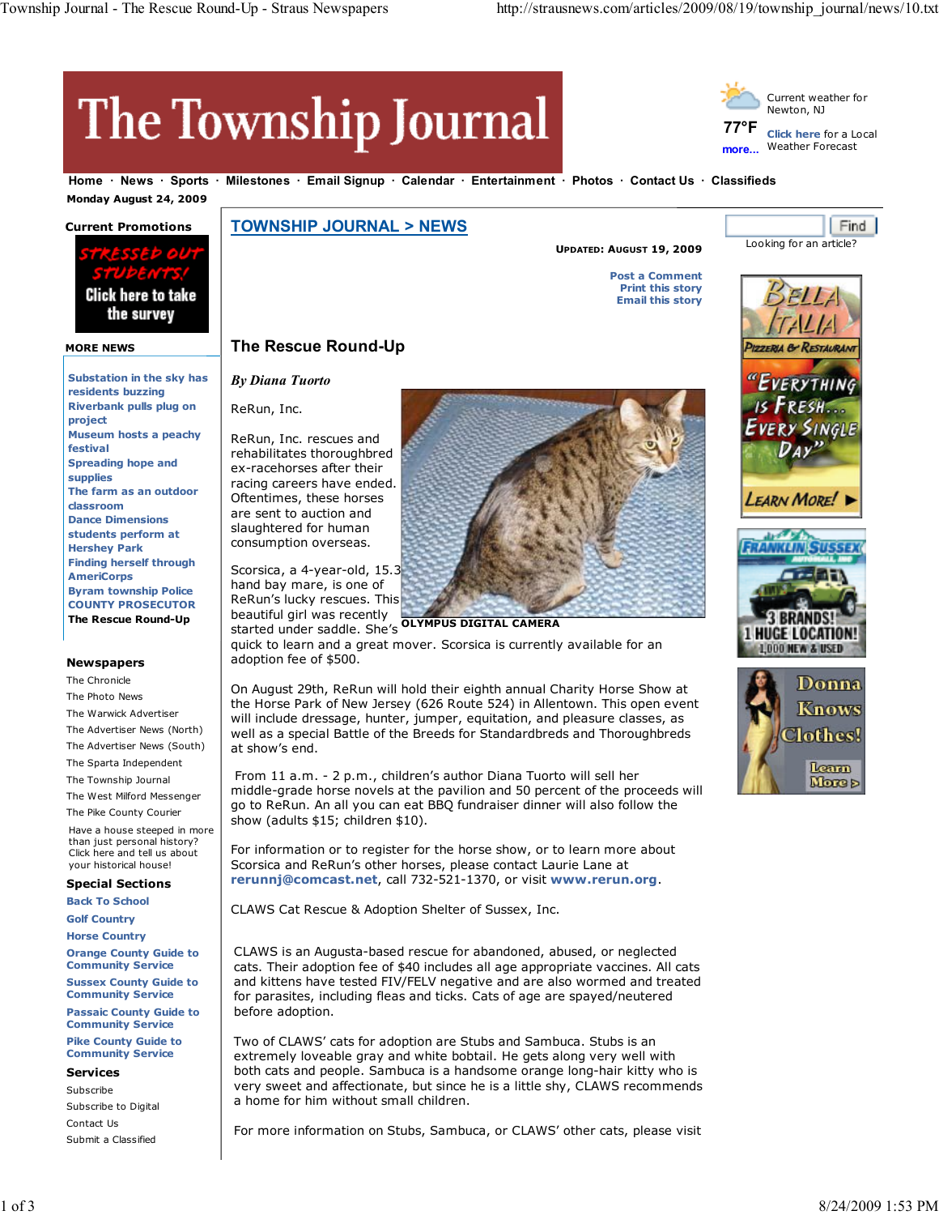# The Township Journal

Current weather for Newton, NJ

77°F

more...

Click here for a Local Weather Forecast

Home · News · Sports · Milestones · Email Signup · Calendar · Entertainment · Photos · Contact Us · Classifieds

Monday August 24, 2009

**Current Promotions**

STRESSED OUT STUDENTS! Click here to take the survey

**MORE NEWS**

- Substation in the sky has residents buzzing
- Riverbank pulls plug on project
- Museum hosts a peachy festival
- Spreading hope and supplies
- The farm as an outdoor classroom
- Dance Dimensions students perform at Hershey Park
- Finding herself through AmeriCorps
- Byram township Police
- COUNTY PROSECUTOR
- The Rescue Round-Up

**Newspapers**

- The Chronicle
- The Photo News
- The Warwick Advertiser
- The Advertiser News (North)
- The Advertiser News (South)
- The Sparta Independent
- The Township Journal
- The West Milford Messenger
- The Pike County Courier

Have a house steeped in more than just personal history? Click here and tell us about your historical house!

**Special Sections**

- Back To School
- Golf Country
- Horse Country
- Orange County Guide to Community Service
- Sussex County Guide to Community Service
- Passaic County Guide to Community Service
- Pike County Guide to Community Service

**Services**

- Subscribe
- Subscribe to Digital
- Contact Us
- Submit a Classified

## TOWNSHIP JOURNAL > NEWS

**UPDATED: AUGUST 19, 2009**

Post a Comment
Print this story
Email this story

## The Rescue Round-Up

***By Diana Tuorto***

ReRun, Inc.

OLYMPUS DIGITAL CAMERA

ReRun, Inc. rescues and rehabilitates thoroughbred ex-racehorses after their racing careers have ended. Oftentimes, these horses are sent to auction and slaughtered for human consumption overseas.

Scorsica, a 4-year-old, 15.3 hand bay mare, is one of ReRun's lucky rescues. This beautiful girl was recently started under saddle. She's quick to learn and a great mover. Scorsica is currently available for an adoption fee of $500.

On August 29th, ReRun will hold their eighth annual Charity Horse Show at the Horse Park of New Jersey (626 Route 524) in Allentown. This open event will include dressage, hunter, jumper, equitation, and pleasure classes, as well as a special Battle of the Breeds for Standardbreds and Thoroughbreds at show's end.

From 11 a.m. - 2 p.m., children's author Diana Tuorto will sell her middle-grade horse novels at the pavilion and 50 percent of the proceeds will go to ReRun. An all you can eat BBQ fundraiser dinner will also follow the show (adults $15; children $10).

For information or to register for the horse show, or to learn more about Scorsica and ReRun's other horses, please contact Laurie Lane at **rerunnj@comcast.net**, call 732-521-1370, or visit **www.rerun.org**.

CLAWS Cat Rescue & Adoption Shelter of Sussex, Inc.

CLAWS is an Augusta-based rescue for abandoned, abused, or neglected cats. Their adoption fee of $40 includes all age appropriate vaccines. All cats and kittens have tested FIV/FELV negative and are also wormed and treated for parasites, including fleas and ticks. Cats of age are spayed/neutered before adoption.

Two of CLAWS' cats for adoption are Stubs and Sambuca. Stubs is an extremely loveable gray and white bobtail. He gets along very well with both cats and people. Sambuca is a handsome orange long-hair kitty who is very sweet and affectionate, but since he is a little shy, CLAWS recommends a home for him without small children.

For more information on Stubs, Sambuca, or CLAWS' other cats, please visit

Find

Looking for an article?

BELLA ITALIA Pizzeria & Restaurant "Everything is Fresh... Every Single Day" Learn More!

FRANKLIN SUSSEX 3 BRANDS! 1 HUGE LOCATION! 1,000 NEW & USED

Donna Knows Clothes! Learn More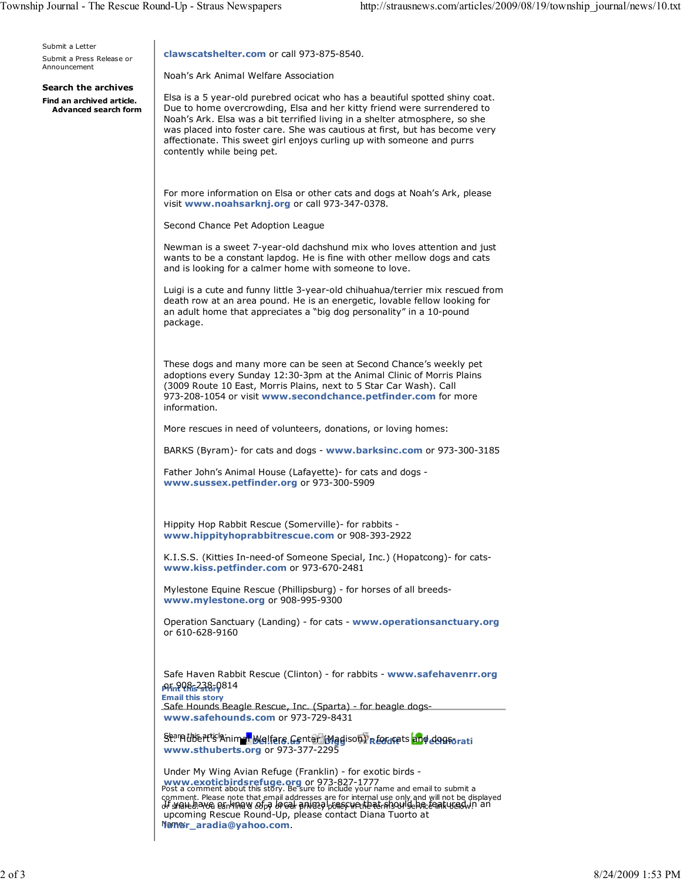Submit a Letter

Submit a Press Release or Announcement

**Search the archives**

**Find an archived article.**
**Advanced search form**

**clawscatshelter.com** or call 973-875-8540.

Noah's Ark Animal Welfare Association

Elsa is a 5 year-old purebred ocicat who has a beautiful spotted shiny coat. Due to home overcrowding, Elsa and her kitty friend were surrendered to Noah's Ark. Elsa was a bit terrified living in a shelter atmosphere, so she was placed into foster care. She was cautious at first, but has become very affectionate. This sweet girl enjoys curling up with someone and purrs contently while being pet.

For more information on Elsa or other cats and dogs at Noah's Ark, please visit **www.noahsarknj.org** or call 973-347-0378.

Second Chance Pet Adoption League

Newman is a sweet 7-year-old dachshund mix who loves attention and just wants to be a constant lapdog. He is fine with other mellow dogs and cats and is looking for a calmer home with someone to love.

Luigi is a cute and funny little 3-year-old chihuahua/terrier mix rescued from death row at an area pound. He is an energetic, lovable fellow looking for an adult home that appreciates a "big dog personality" in a 10-pound package.

These dogs and many more can be seen at Second Chance's weekly pet adoptions every Sunday 12:30-3pm at the Animal Clinic of Morris Plains (3009 Route 10 East, Morris Plains, next to 5 Star Car Wash). Call 973-208-1054 or visit **www.secondchance.petfinder.com** for more information.

More rescues in need of volunteers, donations, or loving homes:

BARKS (Byram)- for cats and dogs - **www.barksinc.com** or 973-300-3185

Father John's Animal House (Lafayette)- for cats and dogs - **www.sussex.petfinder.org** or 973-300-5909

Hippity Hop Rabbit Rescue (Somerville)- for rabbits - **www.hippityhoprabbitrescue.com** or 908-393-2922

K.I.S.S. (Kitties In-need-of Someone Special, Inc.) (Hopatcong)- for cats- **www.kiss.petfinder.com** or 973-670-2481

Mylestone Equine Rescue (Phillipsburg) - for horses of all breeds- **www.mylestone.org** or 908-995-9300

Operation Sanctuary (Landing) - for cats - **www.operationsanctuary.org** or 610-628-9160

Safe Haven Rabbit Rescue (Clinton) - for rabbits - **www.safehavenrr.org** or 908-238-0814

Safe Hounds Beagle Rescue, Inc. (Sparta) - for beagle dogs- **www.safehounds.com** or 973-729-8431

St. Hubert's Animal Welfare Center (Madison) - for cats and dogs- **www.sthuberts.org** or 973-377-2295

Under My Wing Avian Refuge (Franklin) - for exotic birds - **www.exoticbirdsrefuge.org** or 973-827-1777

If you have or know of a local animal rescue that should be featured in an upcoming Rescue Round-Up, please contact Diana Tuorto at **lunar_aradia@yahoo.com**.

**Print this story**
**Email this story**

Share this article: Del.icio.us Digg Reddit Technorati

Post a comment about this story. Be sure to include your name and email to submit a comment. Please note that email addresses are for internal use only and will not be displayed or shared. You can find a copy of our privacy policy in the terms of service link below.

Name: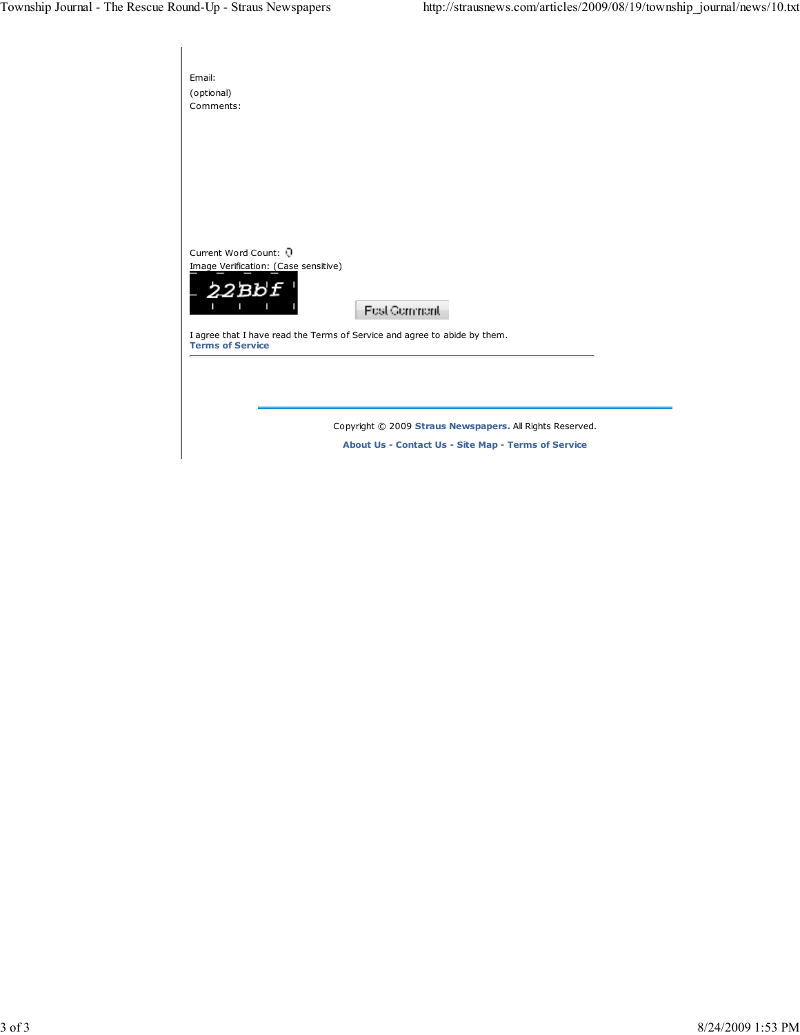Email:
(optional)
Comments:

Current Word Count: 0
Image Verification: (Case sensitive)

22Bbf

Post Comment

I agree that I have read the Terms of Service and agree to abide by them.
**Terms of Service**

---

Copyright © 2009 **Straus Newspapers.** All Rights Reserved.

**About Us** - **Contact Us** - **Site Map** - **Terms of Service**